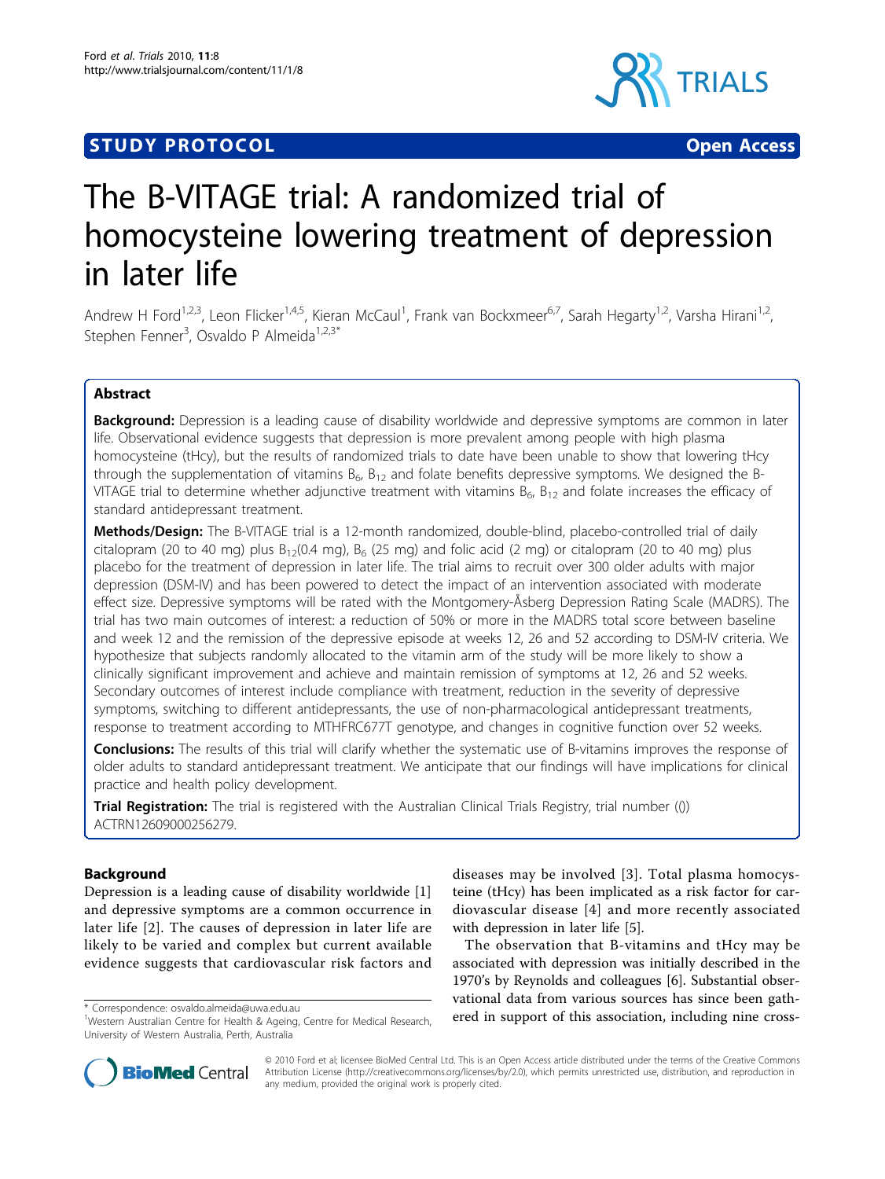STUDY PROTOCOL **Open Access**

# The B-VITAGE trial: A randomized trial of homocysteine lowering treatment of depression in later life

Andrew H Ford[1,2,3], Leon Flicker[1,4,5], Kieran McCaul[1], Frank van Bockxmeer[6,7], Sarah Hegarty[1,2], Varsha Hirani[1,2], Stephen Fenner[3], Osvaldo P Almeida[1,2,3*]

## Abstract

**Background:** Depression is a leading cause of disability worldwide and depressive symptoms are common in later life. Observational evidence suggests that depression is more prevalent among people with high plasma homocysteine (tHcy), but the results of randomized trials to date have been unable to show that lowering tHcy through the supplementation of vitamins $B_6$, $B_{12}$ and folate benefits depressive symptoms. We designed the B-VITAGE trial to determine whether adjunctive treatment with vitamins $B_6$, $B_{12}$ and folate increases the efficacy of standard antidepressant treatment.

**Methods/Design:** The B-VITAGE trial is a 12-month randomized, double-blind, placebo-controlled trial of daily citalopram (20 to 40 mg) plus $B_{12}$(0.4 mg), $B_6$ (25 mg) and folic acid (2 mg) or citalopram (20 to 40 mg) plus placebo for the treatment of depression in later life. The trial aims to recruit over 300 older adults with major depression (DSM-IV) and has been powered to detect the impact of an intervention associated with moderate effect size. Depressive symptoms will be rated with the Montgomery-Åsberg Depression Rating Scale (MADRS). The trial has two main outcomes of interest: a reduction of 50% or more in the MADRS total score between baseline and week 12 and the remission of the depressive episode at weeks 12, 26 and 52 according to DSM-IV criteria. We hypothesize that subjects randomly allocated to the vitamin arm of the study will be more likely to show a clinically significant improvement and achieve and maintain remission of symptoms at 12, 26 and 52 weeks. Secondary outcomes of interest include compliance with treatment, reduction in the severity of depressive symptoms, switching to different antidepressants, the use of non-pharmacological antidepressant treatments, response to treatment according to MTHFRC677T genotype, and changes in cognitive function over 52 weeks.

**Conclusions:** The results of this trial will clarify whether the systematic use of B-vitamins improves the response of older adults to standard antidepressant treatment. We anticipate that our findings will have implications for clinical practice and health policy development.

**Trial Registration:** The trial is registered with the Australian Clinical Trials Registry, trial number (()) ACTRN12609000256279.

## Background

Depression is a leading cause of disability worldwide [1] and depressive symptoms are a common occurrence in later life [2]. The causes of depression in later life are likely to be varied and complex but current available evidence suggests that cardiovascular risk factors and diseases may be involved [3]. Total plasma homocysteine (tHcy) has been implicated as a risk factor for cardiovascular disease [4] and more recently associated with depression in later life [5].

The observation that B-vitamins and tHcy may be associated with depression was initially described in the 1970's by Reynolds and colleagues [6]. Substantial observational data from various sources has since been gathered in support of this association, including nine cross-

\* Correspondence: osvaldo.almeida@uwa.edu.au

[1]Western Australian Centre for Health & Ageing, Centre for Medical Research, University of Western Australia, Perth, Australia

© 2010 Ford et al; licensee BioMed Central Ltd. This is an Open Access article distributed under the terms of the Creative Commons Attribution License (http://creativecommons.org/licenses/by/2.0), which permits unrestricted use, distribution, and reproduction in any medium, provided the original work is properly cited.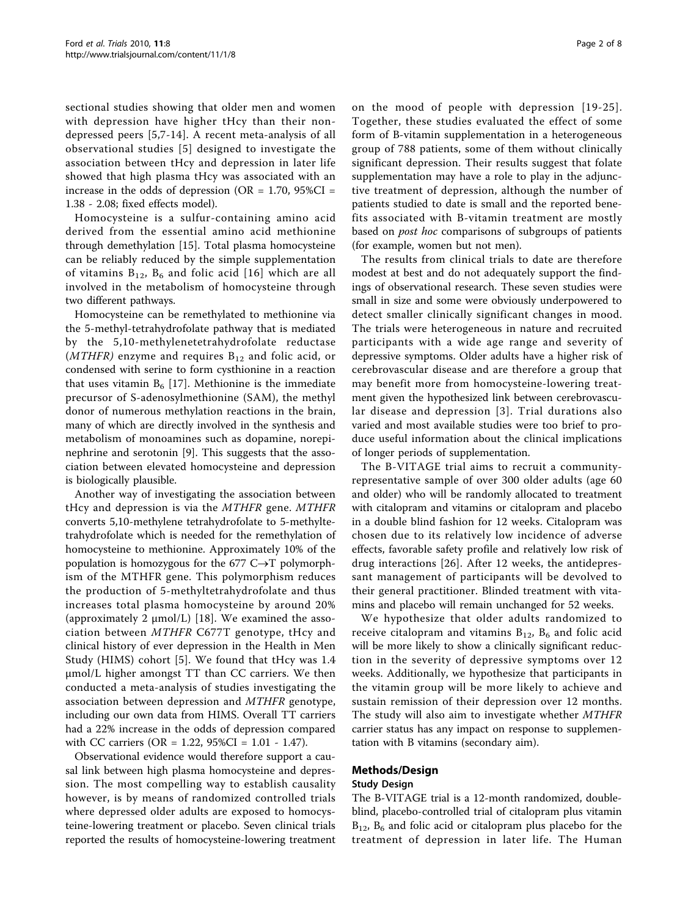sectional studies showing that older men and women with depression have higher tHcy than their non-depressed peers [5,7-14]. A recent meta-analysis of all observational studies [5] designed to investigate the association between tHcy and depression in later life showed that high plasma tHcy was associated with an increase in the odds of depression (OR = 1.70, 95%CI = 1.38 - 2.08; fixed effects model).

Homocysteine is a sulfur-containing amino acid derived from the essential amino acid methionine through demethylation [15]. Total plasma homocysteine can be reliably reduced by the simple supplementation of vitamins $B_{12}$, $B_6$ and folic acid [16] which are all involved in the metabolism of homocysteine through two different pathways.

Homocysteine can be remethylated to methionine via the 5-methyl-tetrahydrofolate pathway that is mediated by the 5,10-methylenetetrahydrofolate reductase (*MTHFR)* enzyme and requires $B_{12}$ and folic acid, or condensed with serine to form cysthionine in a reaction that uses vitamin $B_6$ [17]. Methionine is the immediate precursor of S-adenosylmethionine (SAM), the methyl donor of numerous methylation reactions in the brain, many of which are directly involved in the synthesis and metabolism of monoamines such as dopamine, norepinephrine and serotonin [9]. This suggests that the association between elevated homocysteine and depression is biologically plausible.

Another way of investigating the association between tHcy and depression is via the *MTHFR* gene. *MTHFR* converts 5,10-methylene tetrahydrofolate to 5-methyltetrahydrofolate which is needed for the remethylation of homocysteine to methionine. Approximately 10% of the population is homozygous for the 677 C→T polymorphism of the MTHFR gene. This polymorphism reduces the production of 5-methyltetrahydrofolate and thus increases total plasma homocysteine by around 20% (approximately 2 μmol/L) [18]. We examined the association between *MTHFR* C677T genotype, tHcy and clinical history of ever depression in the Health in Men Study (HIMS) cohort [5]. We found that tHcy was 1.4 μmol/L higher amongst TT than CC carriers. We then conducted a meta-analysis of studies investigating the association between depression and *MTHFR* genotype, including our own data from HIMS. Overall TT carriers had a 22% increase in the odds of depression compared with CC carriers (OR = 1.22, 95%CI = 1.01 - 1.47).

Observational evidence would therefore support a causal link between high plasma homocysteine and depression. The most compelling way to establish causality however, is by means of randomized controlled trials where depressed older adults are exposed to homocysteine-lowering treatment or placebo. Seven clinical trials reported the results of homocysteine-lowering treatment on the mood of people with depression [19-25]. Together, these studies evaluated the effect of some form of B-vitamin supplementation in a heterogeneous group of 788 patients, some of them without clinically significant depression. Their results suggest that folate supplementation may have a role to play in the adjunctive treatment of depression, although the number of patients studied to date is small and the reported benefits associated with B-vitamin treatment are mostly based on *post hoc* comparisons of subgroups of patients (for example, women but not men).

The results from clinical trials to date are therefore modest at best and do not adequately support the findings of observational research. These seven studies were small in size and some were obviously underpowered to detect smaller clinically significant changes in mood. The trials were heterogeneous in nature and recruited participants with a wide age range and severity of depressive symptoms. Older adults have a higher risk of cerebrovascular disease and are therefore a group that may benefit more from homocysteine-lowering treatment given the hypothesized link between cerebrovascular disease and depression [3]. Trial durations also varied and most available studies were too brief to produce useful information about the clinical implications of longer periods of supplementation.

The B-VITAGE trial aims to recruit a community-representative sample of over 300 older adults (age 60 and older) who will be randomly allocated to treatment with citalopram and vitamins or citalopram and placebo in a double blind fashion for 12 weeks. Citalopram was chosen due to its relatively low incidence of adverse effects, favorable safety profile and relatively low risk of drug interactions [26]. After 12 weeks, the antidepressant management of participants will be devolved to their general practitioner. Blinded treatment with vitamins and placebo will remain unchanged for 52 weeks.

We hypothesize that older adults randomized to receive citalopram and vitamins $B_{12}$, $B_6$ and folic acid will be more likely to show a clinically significant reduction in the severity of depressive symptoms over 12 weeks. Additionally, we hypothesize that participants in the vitamin group will be more likely to achieve and sustain remission of their depression over 12 months. The study will also aim to investigate whether *MTHFR* carrier status has any impact on response to supplementation with B vitamins (secondary aim).

## Methods/Design

### Study Design

The B-VITAGE trial is a 12-month randomized, double-blind, placebo-controlled trial of citalopram plus vitamin $B_{12}$, $B_6$ and folic acid or citalopram plus placebo for the treatment of depression in later life. The Human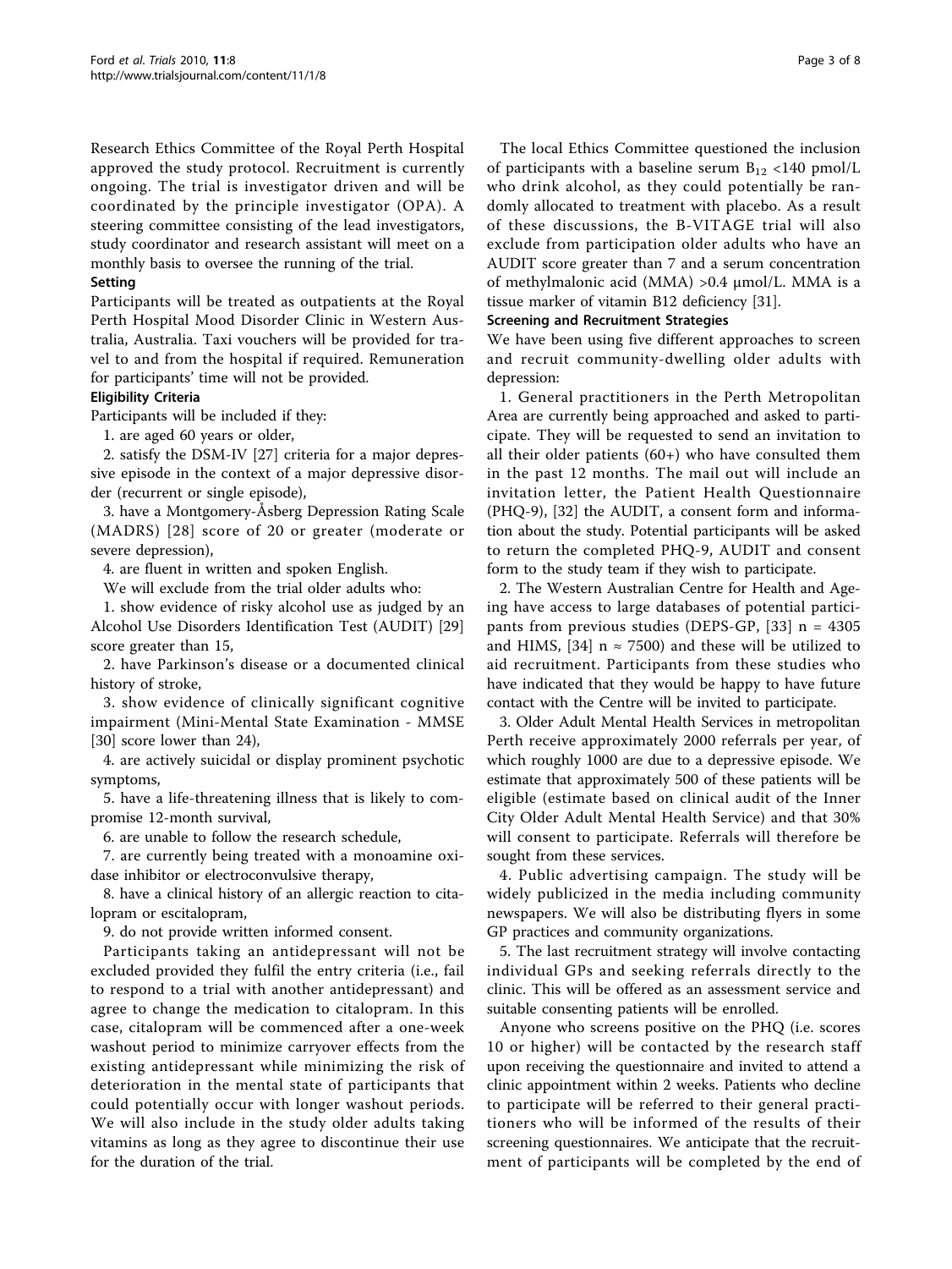Research Ethics Committee of the Royal Perth Hospital approved the study protocol. Recruitment is currently ongoing. The trial is investigator driven and will be coordinated by the principle investigator (OPA). A steering committee consisting of the lead investigators, study coordinator and research assistant will meet on a monthly basis to oversee the running of the trial.

### Setting

Participants will be treated as outpatients at the Royal Perth Hospital Mood Disorder Clinic in Western Australia, Australia. Taxi vouchers will be provided for travel to and from the hospital if required. Remuneration for participants' time will not be provided.

### Eligibility Criteria

Participants will be included if they:

1. are aged 60 years or older,
2. satisfy the DSM-IV [27] criteria for a major depressive episode in the context of a major depressive disorder (recurrent or single episode),
3. have a Montgomery-Åsberg Depression Rating Scale (MADRS) [28] score of 20 or greater (moderate or severe depression),
4. are fluent in written and spoken English.

We will exclude from the trial older adults who:

1. show evidence of risky alcohol use as judged by an Alcohol Use Disorders Identification Test (AUDIT) [29] score greater than 15,
2. have Parkinson's disease or a documented clinical history of stroke,
3. show evidence of clinically significant cognitive impairment (Mini-Mental State Examination - MMSE [30] score lower than 24),
4. are actively suicidal or display prominent psychotic symptoms,
5. have a life-threatening illness that is likely to compromise 12-month survival,
6. are unable to follow the research schedule,
7. are currently being treated with a monoamine oxidase inhibitor or electroconvulsive therapy,
8. have a clinical history of an allergic reaction to citalopram or escitalopram,
9. do not provide written informed consent.

Participants taking an antidepressant will not be excluded provided they fulfil the entry criteria (i.e., fail to respond to a trial with another antidepressant) and agree to change the medication to citalopram. In this case, citalopram will be commenced after a one-week washout period to minimize carryover effects from the existing antidepressant while minimizing the risk of deterioration in the mental state of participants that could potentially occur with longer washout periods. We will also include in the study older adults taking vitamins as long as they agree to discontinue their use for the duration of the trial.

The local Ethics Committee questioned the inclusion of participants with a baseline serum $B_{12}$ <140 pmol/L who drink alcohol, as they could potentially be randomly allocated to treatment with placebo. As a result of these discussions, the B-VITAGE trial will also exclude from participation older adults who have an AUDIT score greater than 7 and a serum concentration of methylmalonic acid (MMA) >0.4 μmol/L. MMA is a tissue marker of vitamin B12 deficiency [31].

### Screening and Recruitment Strategies

We have been using five different approaches to screen and recruit community-dwelling older adults with depression:

1. General practitioners in the Perth Metropolitan Area are currently being approached and asked to participate. They will be requested to send an invitation to all their older patients (60+) who have consulted them in the past 12 months. The mail out will include an invitation letter, the Patient Health Questionnaire (PHQ-9), [32] the AUDIT, a consent form and information about the study. Potential participants will be asked to return the completed PHQ-9, AUDIT and consent form to the study team if they wish to participate.
2. The Western Australian Centre for Health and Ageing have access to large databases of potential participants from previous studies (DEPS-GP, [33] n = 4305 and HIMS, [34] n ≈ 7500) and these will be utilized to aid recruitment. Participants from these studies who have indicated that they would be happy to have future contact with the Centre will be invited to participate.
3. Older Adult Mental Health Services in metropolitan Perth receive approximately 2000 referrals per year, of which roughly 1000 are due to a depressive episode. We estimate that approximately 500 of these patients will be eligible (estimate based on clinical audit of the Inner City Older Adult Mental Health Service) and that 30% will consent to participate. Referrals will therefore be sought from these services.
4. Public advertising campaign. The study will be widely publicized in the media including community newspapers. We will also be distributing flyers in some GP practices and community organizations.
5. The last recruitment strategy will involve contacting individual GPs and seeking referrals directly to the clinic. This will be offered as an assessment service and suitable consenting patients will be enrolled.

Anyone who screens positive on the PHQ (i.e. scores 10 or higher) will be contacted by the research staff upon receiving the questionnaire and invited to attend a clinic appointment within 2 weeks. Patients who decline to participate will be referred to their general practitioners who will be informed of the results of their screening questionnaires. We anticipate that the recruitment of participants will be completed by the end of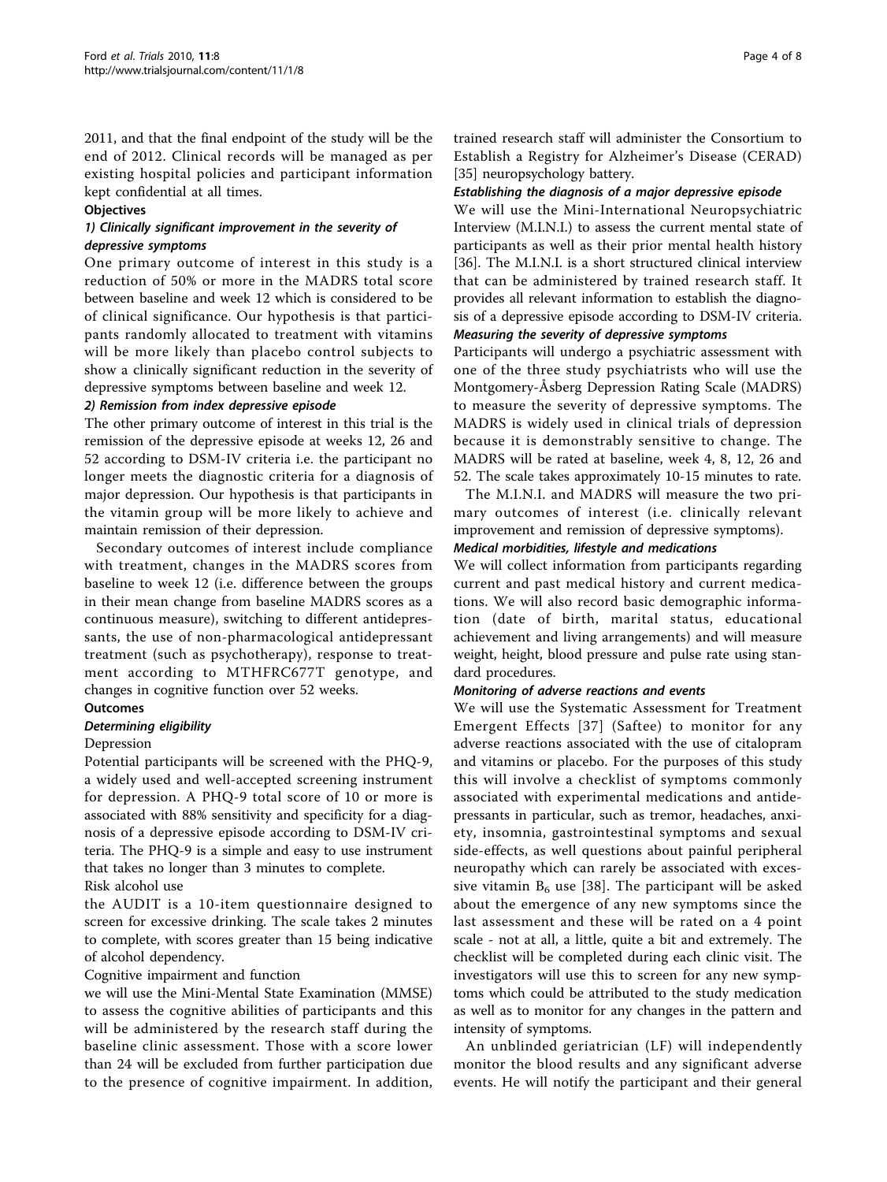2011, and that the final endpoint of the study will be the end of 2012. Clinical records will be managed as per existing hospital policies and participant information kept confidential at all times.

**Objectives**

***1) Clinically significant improvement in the severity of depressive symptoms***

One primary outcome of interest in this study is a reduction of 50% or more in the MADRS total score between baseline and week 12 which is considered to be of clinical significance. Our hypothesis is that participants randomly allocated to treatment with vitamins will be more likely than placebo control subjects to show a clinically significant reduction in the severity of depressive symptoms between baseline and week 12.

***2) Remission from index depressive episode***

The other primary outcome of interest in this trial is the remission of the depressive episode at weeks 12, 26 and 52 according to DSM-IV criteria i.e. the participant no longer meets the diagnostic criteria for a diagnosis of major depression. Our hypothesis is that participants in the vitamin group will be more likely to achieve and maintain remission of their depression.

Secondary outcomes of interest include compliance with treatment, changes in the MADRS scores from baseline to week 12 (i.e. difference between the groups in their mean change from baseline MADRS scores as a continuous measure), switching to different antidepressants, the use of non-pharmacological antidepressant treatment (such as psychotherapy), response to treatment according to MTHFRC677T genotype, and changes in cognitive function over 52 weeks.

**Outcomes**

***Determining eligibility***

Depression

Potential participants will be screened with the PHQ-9, a widely used and well-accepted screening instrument for depression. A PHQ-9 total score of 10 or more is associated with 88% sensitivity and specificity for a diagnosis of a depressive episode according to DSM-IV criteria. The PHQ-9 is a simple and easy to use instrument that takes no longer than 3 minutes to complete.

Risk alcohol use

the AUDIT is a 10-item questionnaire designed to screen for excessive drinking. The scale takes 2 minutes to complete, with scores greater than 15 being indicative of alcohol dependency.

Cognitive impairment and function

we will use the Mini-Mental State Examination (MMSE) to assess the cognitive abilities of participants and this will be administered by the research staff during the baseline clinic assessment. Those with a score lower than 24 will be excluded from further participation due to the presence of cognitive impairment. In addition, trained research staff will administer the Consortium to Establish a Registry for Alzheimer's Disease (CERAD) [35] neuropsychology battery.

***Establishing the diagnosis of a major depressive episode***

We will use the Mini-International Neuropsychiatric Interview (M.I.N.I.) to assess the current mental state of participants as well as their prior mental health history [36]. The M.I.N.I. is a short structured clinical interview that can be administered by trained research staff. It provides all relevant information to establish the diagnosis of a depressive episode according to DSM-IV criteria.

***Measuring the severity of depressive symptoms***

Participants will undergo a psychiatric assessment with one of the three study psychiatrists who will use the Montgomery-Åsberg Depression Rating Scale (MADRS) to measure the severity of depressive symptoms. The MADRS is widely used in clinical trials of depression because it is demonstrably sensitive to change. The MADRS will be rated at baseline, week 4, 8, 12, 26 and 52. The scale takes approximately 10-15 minutes to rate.

The M.I.N.I. and MADRS will measure the two primary outcomes of interest (i.e. clinically relevant improvement and remission of depressive symptoms).

***Medical morbidities, lifestyle and medications***

We will collect information from participants regarding current and past medical history and current medications. We will also record basic demographic information (date of birth, marital status, educational achievement and living arrangements) and will measure weight, height, blood pressure and pulse rate using standard procedures.

***Monitoring of adverse reactions and events***

We will use the Systematic Assessment for Treatment Emergent Effects [37] (Saftee) to monitor for any adverse reactions associated with the use of citalopram and vitamins or placebo. For the purposes of this study this will involve a checklist of symptoms commonly associated with experimental medications and antidepressants in particular, such as tremor, headaches, anxiety, insomnia, gastrointestinal symptoms and sexual side-effects, as well questions about painful peripheral neuropathy which can rarely be associated with excessive vitamin $B_6$ use [38]. The participant will be asked about the emergence of any new symptoms since the last assessment and these will be rated on a 4 point scale - not at all, a little, quite a bit and extremely. The checklist will be completed during each clinic visit. The investigators will use this to screen for any new symptoms which could be attributed to the study medication as well as to monitor for any changes in the pattern and intensity of symptoms.

An unblinded geriatrician (LF) will independently monitor the blood results and any significant adverse events. He will notify the participant and their general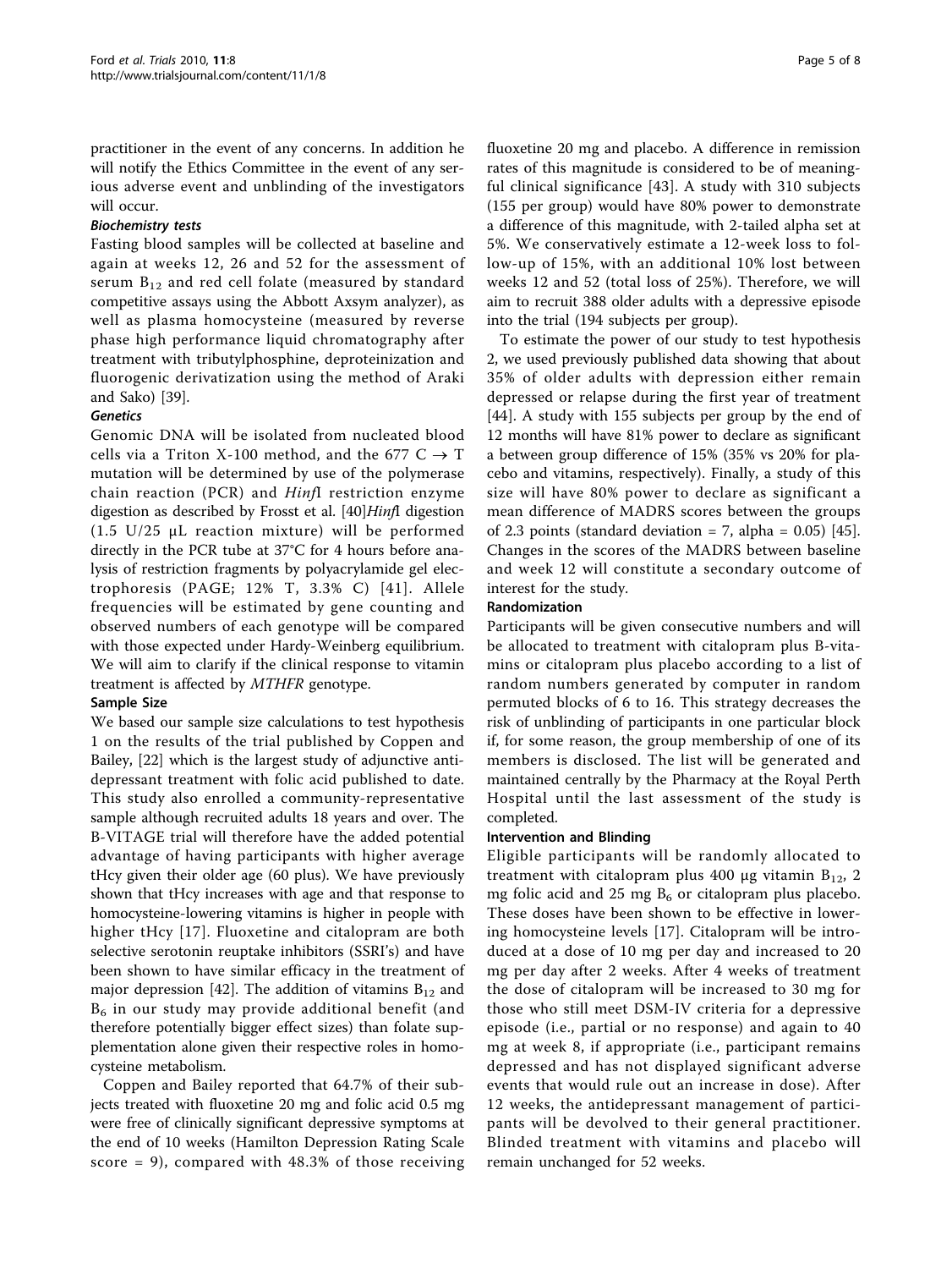practitioner in the event of any concerns. In addition he will notify the Ethics Committee in the event of any serious adverse event and unblinding of the investigators will occur.

### *Biochemistry tests*

Fasting blood samples will be collected at baseline and again at weeks 12, 26 and 52 for the assessment of serum $B_{12}$ and red cell folate (measured by standard competitive assays using the Abbott Axsym analyzer), as well as plasma homocysteine (measured by reverse phase high performance liquid chromatography after treatment with tributylphosphine, deproteinization and fluorogenic derivatization using the method of Araki and Sako) [39].

### *Genetics*

Genomic DNA will be isolated from nucleated blood cells via a Triton X-100 method, and the 677 C → T mutation will be determined by use of the polymerase chain reaction (PCR) and *Hinf*I restriction enzyme digestion as described by Frosst et al. [40]*Hinf*I digestion (1.5 U/25 μL reaction mixture) will be performed directly in the PCR tube at 37°C for 4 hours before analysis of restriction fragments by polyacrylamide gel electrophoresis (PAGE; 12% T, 3.3% C) [41]. Allele frequencies will be estimated by gene counting and observed numbers of each genotype will be compared with those expected under Hardy-Weinberg equilibrium. We will aim to clarify if the clinical response to vitamin treatment is affected by *MTHFR* genotype.

### Sample Size

We based our sample size calculations to test hypothesis 1 on the results of the trial published by Coppen and Bailey, [22] which is the largest study of adjunctive antidepressant treatment with folic acid published to date. This study also enrolled a community-representative sample although recruited adults 18 years and over. The B-VITAGE trial will therefore have the added potential advantage of having participants with higher average tHcy given their older age (60 plus). We have previously shown that tHcy increases with age and that response to homocysteine-lowering vitamins is higher in people with higher tHcy [17]. Fluoxetine and citalopram are both selective serotonin reuptake inhibitors (SSRI's) and have been shown to have similar efficacy in the treatment of major depression [42]. The addition of vitamins $B_{12}$ and $B_6$ in our study may provide additional benefit (and therefore potentially bigger effect sizes) than folate supplementation alone given their respective roles in homocysteine metabolism.

Coppen and Bailey reported that 64.7% of their subjects treated with fluoxetine 20 mg and folic acid 0.5 mg were free of clinically significant depressive symptoms at the end of 10 weeks (Hamilton Depression Rating Scale score = 9), compared with 48.3% of those receiving fluoxetine 20 mg and placebo. A difference in remission rates of this magnitude is considered to be of meaningful clinical significance [43]. A study with 310 subjects (155 per group) would have 80% power to demonstrate a difference of this magnitude, with 2-tailed alpha set at 5%. We conservatively estimate a 12-week loss to follow-up of 15%, with an additional 10% lost between weeks 12 and 52 (total loss of 25%). Therefore, we will aim to recruit 388 older adults with a depressive episode into the trial (194 subjects per group).

To estimate the power of our study to test hypothesis 2, we used previously published data showing that about 35% of older adults with depression either remain depressed or relapse during the first year of treatment [44]. A study with 155 subjects per group by the end of 12 months will have 81% power to declare as significant a between group difference of 15% (35% vs 20% for placebo and vitamins, respectively). Finally, a study of this size will have 80% power to declare as significant a mean difference of MADRS scores between the groups of 2.3 points (standard deviation = 7, alpha = 0.05) [45]. Changes in the scores of the MADRS between baseline and week 12 will constitute a secondary outcome of interest for the study.

### Randomization

Participants will be given consecutive numbers and will be allocated to treatment with citalopram plus B-vitamins or citalopram plus placebo according to a list of random numbers generated by computer in random permuted blocks of 6 to 16. This strategy decreases the risk of unblinding of participants in one particular block if, for some reason, the group membership of one of its members is disclosed. The list will be generated and maintained centrally by the Pharmacy at the Royal Perth Hospital until the last assessment of the study is completed.

### Intervention and Blinding

Eligible participants will be randomly allocated to treatment with citalopram plus 400 μg vitamin $B_{12}$, 2 mg folic acid and 25 mg $B_6$ or citalopram plus placebo. These doses have been shown to be effective in lowering homocysteine levels [17]. Citalopram will be introduced at a dose of 10 mg per day and increased to 20 mg per day after 2 weeks. After 4 weeks of treatment the dose of citalopram will be increased to 30 mg for those who still meet DSM-IV criteria for a depressive episode (i.e., partial or no response) and again to 40 mg at week 8, if appropriate (i.e., participant remains depressed and has not displayed significant adverse events that would rule out an increase in dose). After 12 weeks, the antidepressant management of participants will be devolved to their general practitioner. Blinded treatment with vitamins and placebo will remain unchanged for 52 weeks.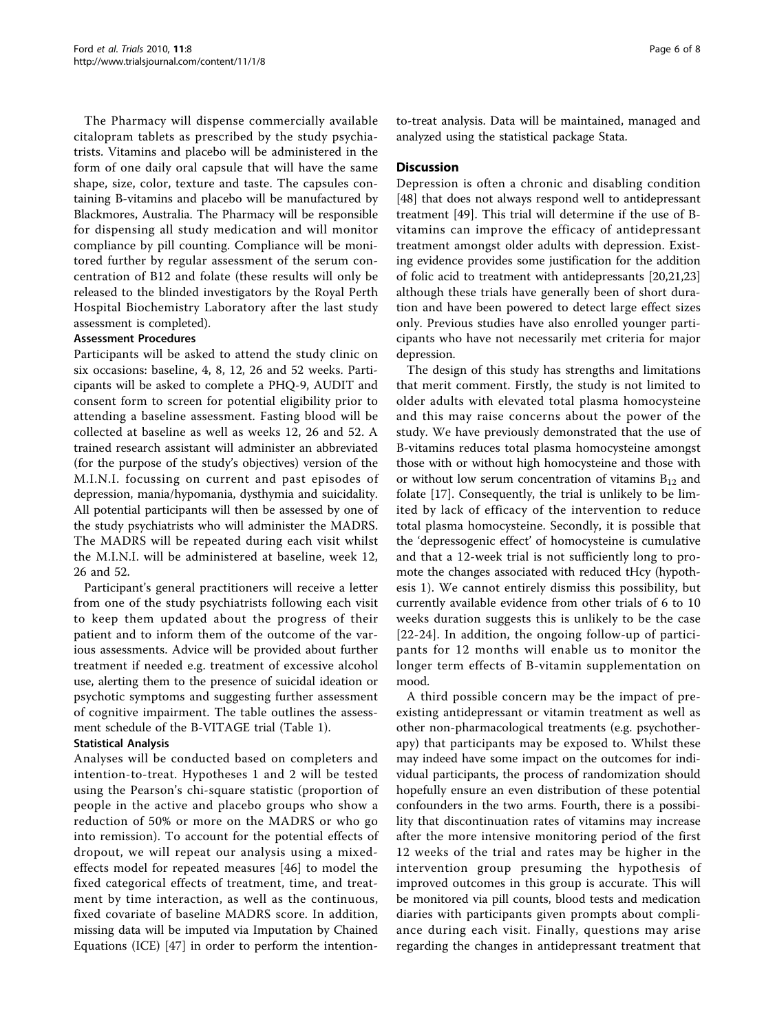The Pharmacy will dispense commercially available citalopram tablets as prescribed by the study psychiatrists. Vitamins and placebo will be administered in the form of one daily oral capsule that will have the same shape, size, color, texture and taste. The capsules containing B-vitamins and placebo will be manufactured by Blackmores, Australia. The Pharmacy will be responsible for dispensing all study medication and will monitor compliance by pill counting. Compliance will be monitored further by regular assessment of the serum concentration of B12 and folate (these results will only be released to the blinded investigators by the Royal Perth Hospital Biochemistry Laboratory after the last study assessment is completed).

### Assessment Procedures

Participants will be asked to attend the study clinic on six occasions: baseline, 4, 8, 12, 26 and 52 weeks. Participants will be asked to complete a PHQ-9, AUDIT and consent form to screen for potential eligibility prior to attending a baseline assessment. Fasting blood will be collected at baseline as well as weeks 12, 26 and 52. A trained research assistant will administer an abbreviated (for the purpose of the study's objectives) version of the M.I.N.I. focussing on current and past episodes of depression, mania/hypomania, dysthymia and suicidality. All potential participants will then be assessed by one of the study psychiatrists who will administer the MADRS. The MADRS will be repeated during each visit whilst the M.I.N.I. will be administered at baseline, week 12, 26 and 52.

Participant's general practitioners will receive a letter from one of the study psychiatrists following each visit to keep them updated about the progress of their patient and to inform them of the outcome of the various assessments. Advice will be provided about further treatment if needed e.g. treatment of excessive alcohol use, alerting them to the presence of suicidal ideation or psychotic symptoms and suggesting further assessment of cognitive impairment. The table outlines the assessment schedule of the B-VITAGE trial (Table 1).

### Statistical Analysis

Analyses will be conducted based on completers and intention-to-treat. Hypotheses 1 and 2 will be tested using the Pearson's chi-square statistic (proportion of people in the active and placebo groups who show a reduction of 50% or more on the MADRS or who go into remission). To account for the potential effects of dropout, we will repeat our analysis using a mixed-effects model for repeated measures [46] to model the fixed categorical effects of treatment, time, and treatment by time interaction, as well as the continuous, fixed covariate of baseline MADRS score. In addition, missing data will be imputed via Imputation by Chained Equations (ICE) [47] in order to perform the intention-to-treat analysis. Data will be maintained, managed and analyzed using the statistical package Stata.

## Discussion

Depression is often a chronic and disabling condition [48] that does not always respond well to antidepressant treatment [49]. This trial will determine if the use of B-vitamins can improve the efficacy of antidepressant treatment amongst older adults with depression. Existing evidence provides some justification for the addition of folic acid to treatment with antidepressants [20,21,23] although these trials have generally been of short duration and have been powered to detect large effect sizes only. Previous studies have also enrolled younger participants who have not necessarily met criteria for major depression.

The design of this study has strengths and limitations that merit comment. Firstly, the study is not limited to older adults with elevated total plasma homocysteine and this may raise concerns about the power of the study. We have previously demonstrated that the use of B-vitamins reduces total plasma homocysteine amongst those with or without high homocysteine and those with or without low serum concentration of vitamins $B_{12}$ and folate [17]. Consequently, the trial is unlikely to be limited by lack of efficacy of the intervention to reduce total plasma homocysteine. Secondly, it is possible that the 'depressogenic effect' of homocysteine is cumulative and that a 12-week trial is not sufficiently long to promote the changes associated with reduced tHcy (hypothesis 1). We cannot entirely dismiss this possibility, but currently available evidence from other trials of 6 to 10 weeks duration suggests this is unlikely to be the case [22-24]. In addition, the ongoing follow-up of participants for 12 months will enable us to monitor the longer term effects of B-vitamin supplementation on mood.

A third possible concern may be the impact of pre-existing antidepressant or vitamin treatment as well as other non-pharmacological treatments (e.g. psychotherapy) that participants may be exposed to. Whilst these may indeed have some impact on the outcomes for individual participants, the process of randomization should hopefully ensure an even distribution of these potential confounders in the two arms. Fourth, there is a possibility that discontinuation rates of vitamins may increase after the more intensive monitoring period of the first 12 weeks of the trial and rates may be higher in the intervention group presuming the hypothesis of improved outcomes in this group is accurate. This will be monitored via pill counts, blood tests and medication diaries with participants given prompts about compliance during each visit. Finally, questions may arise regarding the changes in antidepressant treatment that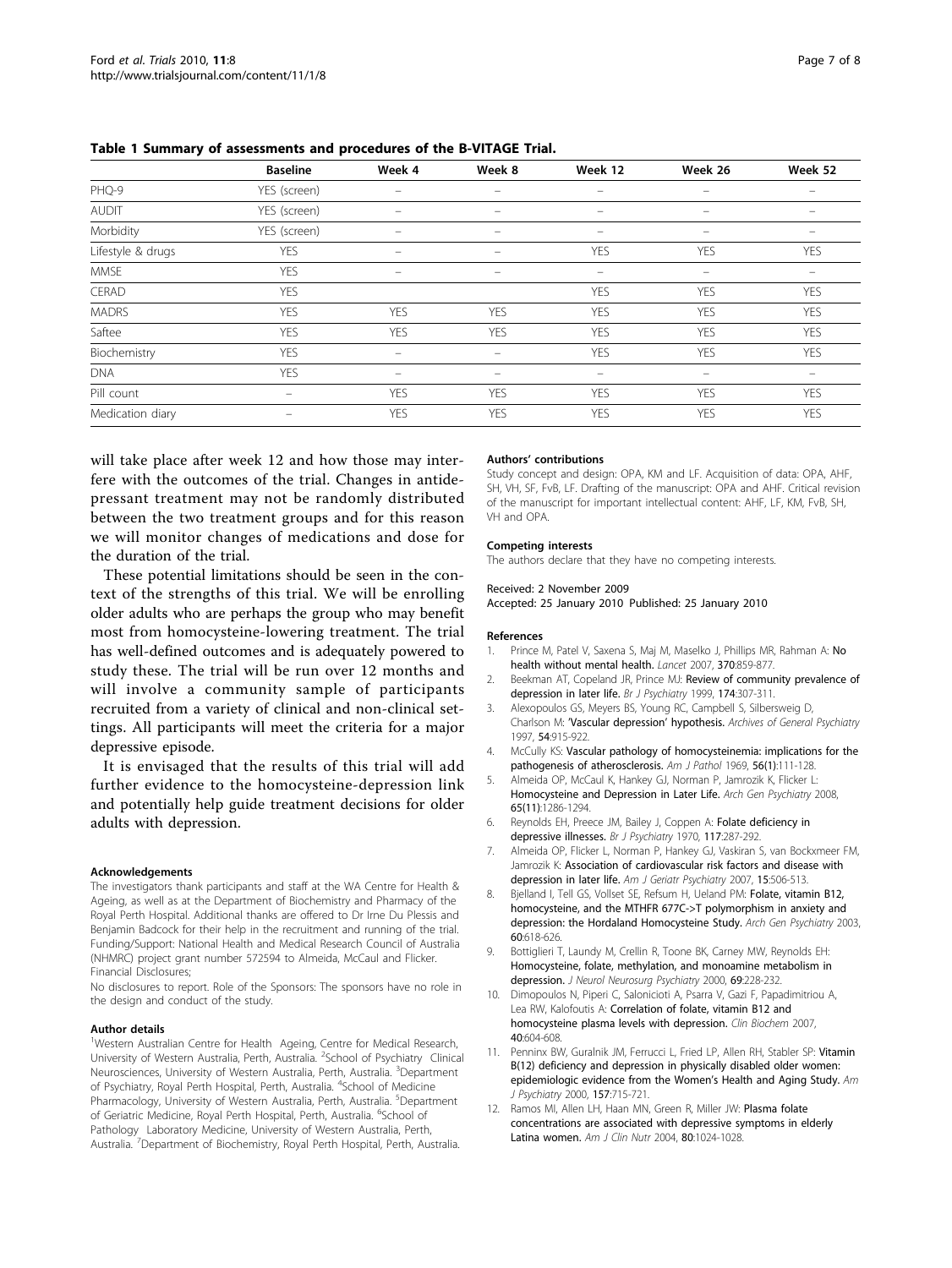**Table 1 Summary of assessments and procedures of the B-VITAGE Trial.**

| | Baseline | Week 4 | Week 8 | Week 12 | Week 26 | Week 52 |
|---|---|---|---|---|---|---|
| PHQ-9 | YES (screen) | – | – | – | – | – |
| AUDIT | YES (screen) | – | – | – | – | – |
| Morbidity | YES (screen) | – | – | – | – | – |
| Lifestyle & drugs | YES | – | – | YES | YES | YES |
| MMSE | YES | – | – | – | – | – |
| CERAD | YES | | | YES | YES | YES |
| MADRS | YES | YES | YES | YES | YES | YES |
| Saftee | YES | YES | YES | YES | YES | YES |
| Biochemistry | YES | – | – | YES | YES | YES |
| DNA | YES | – | – | – | – | – |
| Pill count | – | YES | YES | YES | YES | YES |
| Medication diary | – | YES | YES | YES | YES | YES |

will take place after week 12 and how those may interfere with the outcomes of the trial. Changes in antidepressant treatment may not be randomly distributed between the two treatment groups and for this reason we will monitor changes of medications and dose for the duration of the trial.

These potential limitations should be seen in the context of the strengths of this trial. We will be enrolling older adults who are perhaps the group who may benefit most from homocysteine-lowering treatment. The trial has well-defined outcomes and is adequately powered to study these. The trial will be run over 12 months and will involve a community sample of participants recruited from a variety of clinical and non-clinical settings. All participants will meet the criteria for a major depressive episode.

It is envisaged that the results of this trial will add further evidence to the homocysteine-depression link and potentially help guide treatment decisions for older adults with depression.

#### Acknowledgements

The investigators thank participants and staff at the WA Centre for Health & Ageing, as well as at the Department of Biochemistry and Pharmacy of the Royal Perth Hospital. Additional thanks are offered to Dr Irne Du Plessis and Benjamin Badcock for their help in the recruitment and running of the trial. Funding/Support: National Health and Medical Research Council of Australia (NHMRC) project grant number 572594 to Almeida, McCaul and Flicker. Financial Disclosures;

No disclosures to report. Role of the Sponsors: The sponsors have no role in the design and conduct of the study.

#### Author details

[1]Western Australian Centre for Health Ageing, Centre for Medical Research, University of Western Australia, Perth, Australia. [2]School of Psychiatry Clinical Neurosciences, University of Western Australia, Perth, Australia. [3]Department of Psychiatry, Royal Perth Hospital, Perth, Australia. [4]School of Medicine Pharmacology, University of Western Australia, Perth, Australia. [5]Department of Geriatric Medicine, Royal Perth Hospital, Perth, Australia. [6]School of Pathology Laboratory Medicine, University of Western Australia, Perth, Australia. [7]Department of Biochemistry, Royal Perth Hospital, Perth, Australia.

#### Authors' contributions

Study concept and design: OPA, KM and LF. Acquisition of data: OPA, AHF, SH, VH, SF, FvB, LF. Drafting of the manuscript: OPA and AHF. Critical revision of the manuscript for important intellectual content: AHF, LF, KM, FvB, SH, VH and OPA.

#### Competing interests

The authors declare that they have no competing interests.

Received: 2 November 2009
Accepted: 25 January 2010 Published: 25 January 2010

#### References

1. Prince M, Patel V, Saxena S, Maj M, Maselko J, Phillips MR, Rahman A: **No health without mental health.** *Lancet* 2007, **370**:859-877.
2. Beekman AT, Copeland JR, Prince MJ: **Review of community prevalence of depression in later life.** *Br J Psychiatry* 1999, **174**:307-311.
3. Alexopoulos GS, Meyers BS, Young RC, Campbell S, Silbersweig D, Charlson M: **'Vascular depression' hypothesis.** *Archives of General Psychiatry* 1997, **54**:915-922.
4. McCully KS: **Vascular pathology of homocysteinemia: implications for the pathogenesis of atherosclerosis.** *Am J Pathol* 1969, **56(1)**:111-128.
5. Almeida OP, McCaul K, Hankey GJ, Norman P, Jamrozik K, Flicker L: **Homocysteine and Depression in Later Life.** *Arch Gen Psychiatry* 2008, **65(11)**:1286-1294.
6. Reynolds EH, Preece JM, Bailey J, Coppen A: **Folate deficiency in depressive illnesses.** *Br J Psychiatry* 1970, **117**:287-292.
7. Almeida OP, Flicker L, Norman P, Hankey GJ, Vaskiran S, van Bockxmeer FM, Jamrozik K: **Association of cardiovascular risk factors and disease with depression in later life.** *Am J Geriatr Psychiatry* 2007, **15**:506-513.
8. Bjelland I, Tell GS, Vollset SE, Refsum H, Ueland PM: **Folate, vitamin B12, homocysteine, and the MTHFR 677C->T polymorphism in anxiety and depression: the Hordaland Homocysteine Study.** *Arch Gen Psychiatry* 2003, **60**:618-626.
9. Bottiglieri T, Laundy M, Crellin R, Toone BK, Carney MW, Reynolds EH: **Homocysteine, folate, methylation, and monoamine metabolism in depression.** *J Neurol Neurosurg Psychiatry* 2000, **69**:228-232.
10. Dimopoulos N, Piperi C, Salonicioti A, Psarra V, Gazi F, Papadimitriou A, Lea RW, Kalofoutis A: **Correlation of folate, vitamin B12 and homocysteine plasma levels with depression.** *Clin Biochem* 2007, **40**:604-608.
11. Penninx BW, Guralnik JM, Ferrucci L, Fried LP, Allen RH, Stabler SP: **Vitamin B(12) deficiency and depression in physically disabled older women: epidemiologic evidence from the Women's Health and Aging Study.** *Am J Psychiatry* 2000, **157**:715-721.
12. Ramos MI, Allen LH, Haan MN, Green R, Miller JW: **Plasma folate concentrations are associated with depressive symptoms in elderly Latina women.** *Am J Clin Nutr* 2004, **80**:1024-1028.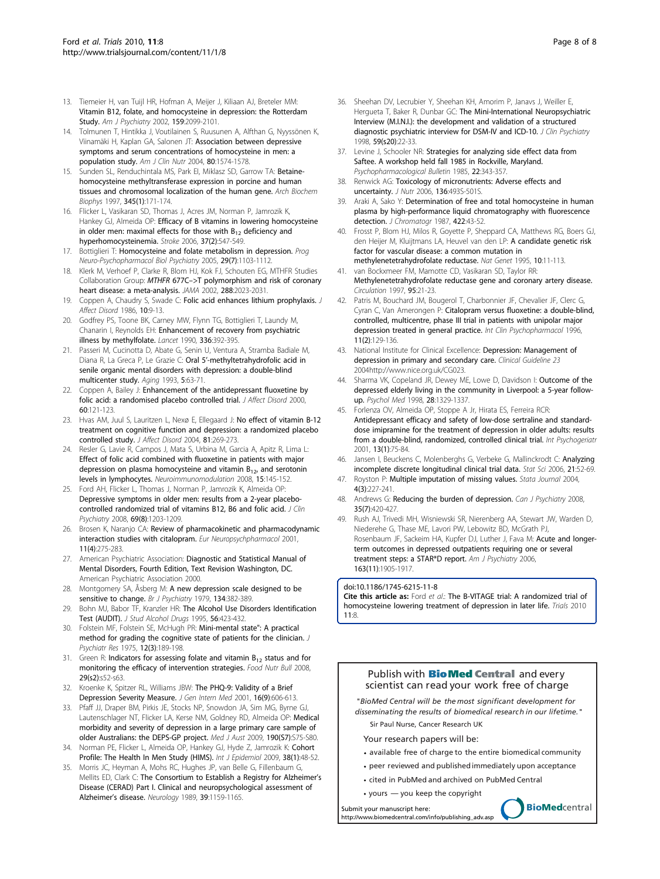13. Tiemeier H, van Tuijl HR, Hofman A, Meijer J, Kiliaan AJ, Breteler MM: **Vitamin B12, folate, and homocysteine in depression: the Rotterdam Study.** *Am J Psychiatry* 2002, **159**:2099-2101.
14. Tolmunen T, Hintikka J, Voutilainen S, Ruusunen A, Alfthan G, Nyyssönen K, Viinamäki H, Kaplan GA, Salonen JT: **Association between depressive symptoms and serum concentrations of homocysteine in men: a population study.** *Am J Clin Nutr* 2004, **80**:1574-1578.
15. Sunden SL, Renduchintala MS, Park EI, Miklasz SD, Garrow TA: **Betaine-homocysteine methyltransferase expression in porcine and human tissues and chromosomal localization of the human gene.** *Arch Biochem Biophys* 1997, **345(1)**:171-174.
16. Flicker L, Vasikaran SD, Thomas J, Acres JM, Norman P, Jamrozik K, Hankey GJ, Almeida OP: **Efficacy of B vitamins in lowering homocysteine in older men: maximal effects for those with $B_{12}$ deficiency and hyperhomocysteinemia.** *Stroke* 2006, **37(2)**:547-549.
17. Bottiglieri T: **Homocysteine and folate metabolism in depression.** *Prog Neuro-Psychopharmacol Biol Psychiatry* 2005, **29(7)**:1103-1112.
18. Klerk M, Verhoef P, Clarke R, Blom HJ, Kok FJ, Schouten EG, MTHFR Studies Collaboration Group: ***MTHFR* 677C->T polymorphism and risk of coronary heart disease: a meta-analysis.** *JAMA* 2002, **288**:2023-2031.
19. Coppen A, Chaudry S, Swade C: **Folic acid enhances lithium prophylaxis.** *J Affect Disord* 1986, **10**:9-13.
20. Godfrey PS, Toone BK, Carney MW, Flynn TG, Bottiglieri T, Laundy M, Chanarin I, Reynolds EH: **Enhancement of recovery from psychiatric illness by methylfolate.** *Lancet* 1990, **336**:392-395.
21. Passeri M, Cucinotta D, Abate G, Senin U, Ventura A, Stramba Badiale M, Diana R, La Greca P, Le Grazie C: **Oral 5'-methyltetrahydrofolic acid in senile organic mental disorders with depression: a double-blind multicenter study.** *Aging* 1993, **5**:63-71.
22. Coppen A, Bailey J: **Enhancement of the antidepressant fluoxetine by folic acid: a randomised placebo controlled trial.** *J Affect Disord* 2000, **60**:121-123.
23. Hvas AM, Juul S, Lauritzen L, Nexø E, Ellegaard J: **No effect of vitamin B-12 treatment on cognitive function and depression: a randomized placebo controlled study.** *J Affect Disord* 2004, **81**:269-273.
24. Resler G, Lavie R, Campos J, Mata S, Urbina M, Garcia A, Apitz R, Lima L: **Effect of folic acid combined with fluoxetine in patients with major depression on plasma homocysteine and vitamin $B_{12}$, and serotonin levels in lymphocytes.** *Neuroimmunomodulation* 2008, **15**:145-152.
25. Ford AH, Flicker L, Thomas J, Norman P, Jamrozik K, Almeida OP: **Depressive symptoms in older men: results from a 2-year placebo-controlled randomized trial of vitamins B12, B6 and folic acid.** *J Clin Psychiatry* 2008, **69(8)**:1203-1209.
26. Brosen K, Naranjo CA: **Review of pharmacokinetic and pharmacodynamic interaction studies with citalopram.** *Eur Neuropsychpharmacol* 2001, **11(4)**:275-283.
27. American Psychiatric Association: **Diagnostic and Statistical Manual of Mental Disorders, Fourth Edition, Text Revision Washington, DC.** American Psychiatric Association 2000.
28. Montgomery SA, Åsberg M: **A new depression scale designed to be sensitive to change.** *Br J Psychiatry* 1979, **134**:382-389.
29. Bohn MJ, Babor TF, Kranzler HR: **The Alcohol Use Disorders Identification Test (AUDIT).** *J Stud Alcohol Drugs* 1995, **56**:423-432.
30. Folstein MF, Folstein SE, McHugh PR: **Mini-mental state": A practical method for grading the cognitive state of patients for the clinician.** *J Psychiatr Res* 1975, **12(3)**:189-198.
31. Green R: **Indicators for assessing folate and vitamin $B_{12}$ status and for monitoring the efficacy of intervention strategies.** *Food Nutr Bull* 2008, **29(s2)**:s52-s63.
32. Kroenke K, Spitzer RL, Williams JBW: **The PHQ-9: Validity of a Brief Depression Severity Measure.** *J Gen Intern Med* 2001, **16(9)**:606-613.
33. Pfaff JJ, Draper BM, Pirkis JE, Stocks NP, Snowdon JA, Sim MG, Byrne GJ, Lautenschlager NT, Flicker LA, Kerse NM, Goldney RD, Almeida OP: **Medical morbidity and severity of depression in a large primary care sample of older Australians: the DEPS-GP project.** *Med J Aust* 2009, **190(S7)**:S75-S80.
34. Norman PE, Flicker L, Almeida OP, Hankey GJ, Hyde Z, Jamrozik K: **Cohort Profile: The Health In Men Study (HIMS).** *Int J Epidemiol* 2009, **38(1)**:48-52.
35. Morris JC, Heyman A, Mohs RC, Hughes JP, van Belle G, Fillenbaum G, Mellits ED, Clark C: **The Consortium to Establish a Registry for Alzheimer's Disease (CERAD) Part I. Clinical and neuropsychological assessment of Alzheimer's disease.** *Neurology* 1989, **39**:1159-1165.
36. Sheehan DV, Lecrubier Y, Sheehan KH, Amorim P, Janavs J, Weiller E, Hergueta T, Baker R, Dunbar GC: **The Mini-International Neuropsychiatric Interview (M.I.N.I.): the development and validation of a structured diagnostic psychiatric interview for DSM-IV and ICD-10.** *J Clin Psychiatry* 1998, **59(s20)**:22-33.
37. Levine J, Schooler NR: **Strategies for analyzing side effect data from Saftee. A workshop held fall 1985 in Rockville, Maryland.** *Psychopharmacological Bulletin* 1985, **22**:343-357.
38. Renwick AG: **Toxicology of micronutrients: Adverse effects and uncertainty.** *J Nutr* 2006, **136**:493S-501S.
39. Araki A, Sako Y: **Determination of free and total homocysteine in human plasma by high-performance liquid chromatography with fluorescence detection.** *J Chromatogr* 1987, **422**:43-52.
40. Frosst P, Blom HJ, Milos R, Goyette P, Sheppard CA, Matthews RG, Boers GJ, den Heijer M, Kluijtmans LA, Heuvel van den LP: **A candidate genetic risk factor for vascular disease: a common mutation in methylenetetrahydrofolate reductase.** *Nat Genet* 1995, **10**:11-113.
41. van Bockxmeer FM, Mamotte CD, Vasikaran SD, Taylor RR: **Methylenetetrahydrofolate reductase gene and coronary artery disease.** *Circulation* 1997, **95**:21-23.
42. Patris M, Bouchard JM, Bougerol T, Charbonnier JF, Chevalier JF, Clerc G, Cyran C, Van Amerongen P: **Citalopram versus fluoxetine: a double-blind, controlled, multicentre, phase III trial in patients with unipolar major depression treated in general practice.** *Int Clin Psychopharmacol* 1996, **11(2)**:129-136.
43. National Institute for Clinical Excellence: **Depression: Management of depression in primary and secondary care.** *Clinical Guideline 23* 2004http://www.nice.org.uk/CG023.
44. Sharma VK, Copeland JR, Dewey ME, Lowe D, Davidson I: **Outcome of the depressed elderly living in the community in Liverpool: a 5-year follow-up.** *Psychol Med* 1998, **28**:1329-1337.
45. Forlenza OV, Almeida OP, Stoppe A Jr, Hirata ES, Ferreira RCR: **Antidepressant efficacy and safety of low-dose sertraline and standard-dose imipramine for the treatment of depression in older adults: results from a double-blind, randomized, controlled clinical trial.** *Int Psychogeriatr* 2001, **13(1)**:75-84.
46. Jansen I, Beuckens C, Molenberghs G, Verbeke G, Mallinckrodt C: **Analyzing incomplete discrete longitudinal clinical trial data.** *Stat Sci* 2006, **21**:52-69.
47. Royston P: **Multiple imputation of missing values.** *Stata Journal* 2004, **4(3)**:227-241.
48. Andrews G: **Reducing the burden of depression.** *Can J Psychiatry* 2008, **35(7)**:420-427.
49. Rush AJ, Trivedi MH, Wisniewski SR, Nierenberg AA, Stewart JW, Warden D, Niederehe G, Thase ME, Lavori PW, Lebowitz BD, McGrath PJ, Rosenbaum JF, Sackeim HA, Kupfer DJ, Luther J, Fava M: **Acute and longer-term outcomes in depressed outpatients requiring one or several treatment steps: a STAR*D report.** *Am J Psychiatry* 2006, **163(11)**:1905-1917.

doi:10.1186/1745-6215-11-8

**Cite this article as:** Ford *et al.*: The B-VITAGE trial: A randomized trial of homocysteine lowering treatment of depression in later life. *Trials* 2010 **11**:8.